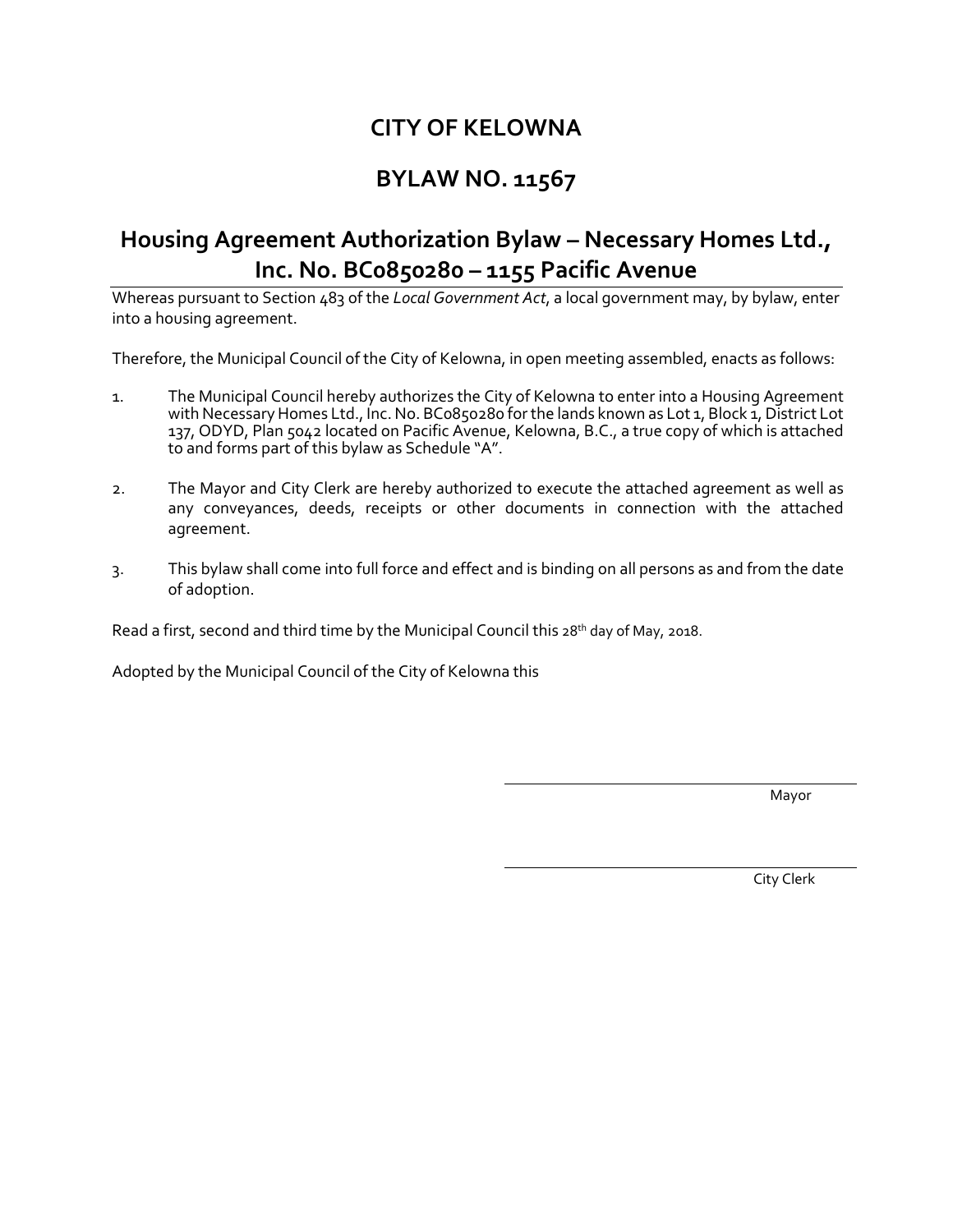# CITY OF KELOWNA

## BYLAW NO. 11567

## Housing Agreement Authorization Bylaw – Necessary Homes Ltd., Inc. No. BC0850280 – 1155 Pacific Avenue

Whereas pursuant to Section 483 of the *Local Government Act*, a local government may, by bylaw, enter into a housing agreement.

Therefore, the Municipal Council of the City of Kelowna, in open meeting assembled, enacts as follows:

1. The Municipal Council hereby authorizes the City of Kelowna to enter into a Housing Agreement with Necessary Homes Ltd., Inc. No. BC0850280 for the lands known as Lot 1, Block 1, District Lot 137, ODYD, Plan 5042 located on Pacific Avenue, Kelowna, B.C., a true copy of which is attached to and forms part of this bylaw as Schedule "A".

2. The Mayor and City Clerk are hereby authorized to execute the attached agreement as well as any conveyances, deeds, receipts or other documents in connection with the attached agreement.

3. This bylaw shall come into full force and effect and is binding on all persons as and from the date of adoption.

Read a first, second and third time by the Municipal Council this 28th day of May, 2018.

Adopted by the Municipal Council of the City of Kelowna this

---

Mayor

---

City Clerk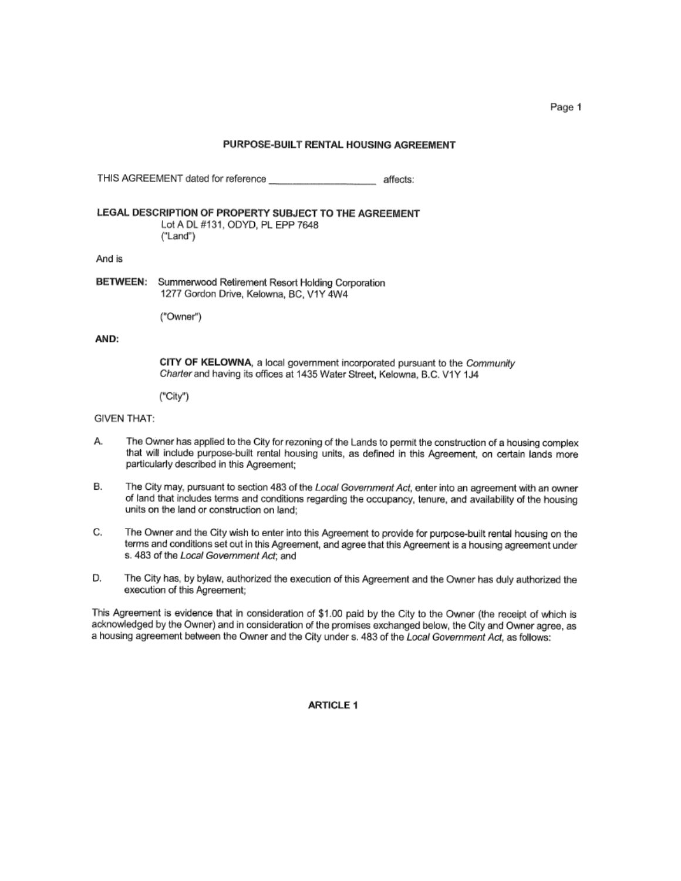## PURPOSE-BUILT RENTAL HOUSING AGREEMENT

THIS AGREEMENT dated for reference ____________________ affects:

**LEGAL DESCRIPTION OF PROPERTY SUBJECT TO THE AGREEMENT**
Lot A DL #131, ODYD, PL EPP 7648
("Land")

And is

**BETWEEN:** Summerwood Retirement Resort Holding Corporation
1277 Gordon Drive, Kelowna, BC, V1Y 4W4

("Owner")

**AND:**

**CITY OF KELOWNA**, a local government incorporated pursuant to the *Community Charter* and having its offices at 1435 Water Street, Kelowna, B.C. V1Y 1J4

("City")

GIVEN THAT:

A. The Owner has applied to the City for rezoning of the Lands to permit the construction of a housing complex that will include purpose-built rental housing units, as defined in this Agreement, on certain lands more particularly described in this Agreement;

B. The City may, pursuant to section 483 of the *Local Government Act*, enter into an agreement with an owner of land that includes terms and conditions regarding the occupancy, tenure, and availability of the housing units on the land or construction on land;

C. The Owner and the City wish to enter into this Agreement to provide for purpose-built rental housing on the terms and conditions set out in this Agreement, and agree that this Agreement is a housing agreement under s. 483 of the *Local Government Act*; and

D. The City has, by bylaw, authorized the execution of this Agreement and the Owner has duly authorized the execution of this Agreement;

This Agreement is evidence that in consideration of $1.00 paid by the City to the Owner (the receipt of which is acknowledged by the Owner) and in consideration of the promises exchanged below, the City and Owner agree, as a housing agreement between the Owner and the City under s. 483 of the *Local Government Act*, as follows:

**ARTICLE 1**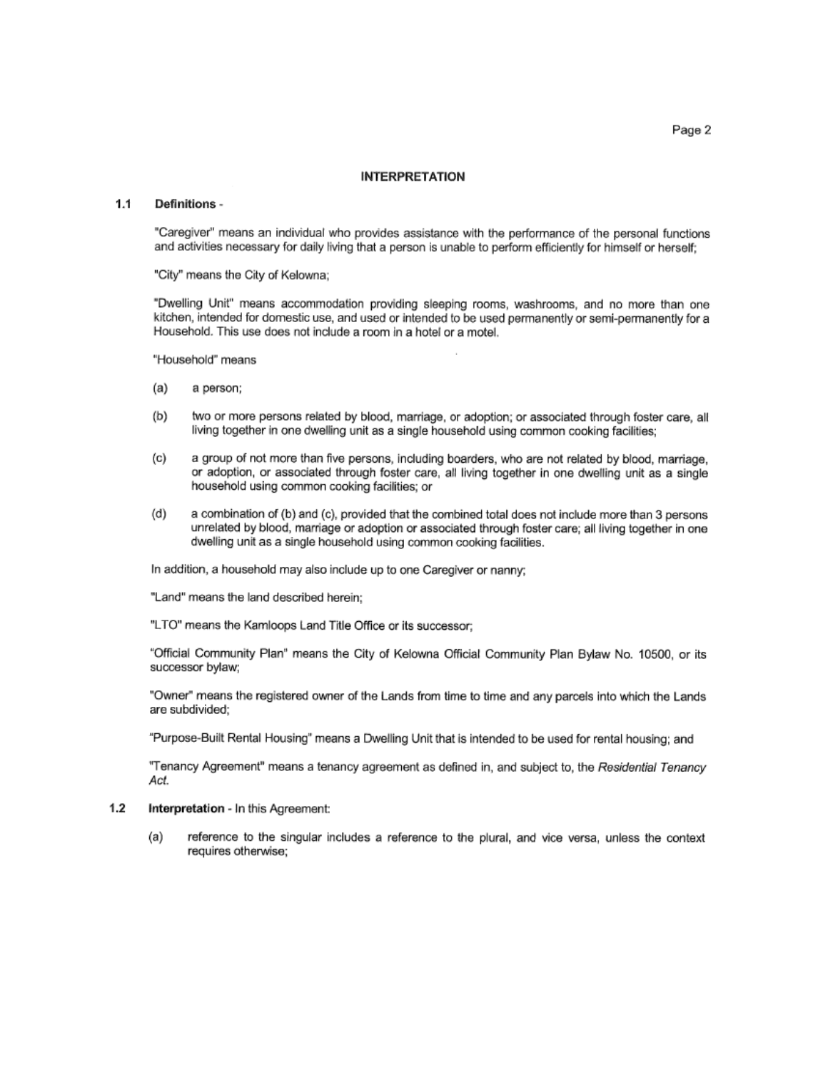## INTERPRETATION

**1.1 Definitions** -

"Caregiver" means an individual who provides assistance with the performance of the personal functions and activities necessary for daily living that a person is unable to perform efficiently for himself or herself;

"City" means the City of Kelowna;

"Dwelling Unit" means accommodation providing sleeping rooms, washrooms, and no more than one kitchen, intended for domestic use, and used or intended to be used permanently or semi-permanently for a Household. This use does not include a room in a hotel or a motel.

"Household" means

(a) a person;

(b) two or more persons related by blood, marriage, or adoption; or associated through foster care, all living together in one dwelling unit as a single household using common cooking facilities;

(c) a group of not more than five persons, including boarders, who are not related by blood, marriage, or adoption, or associated through foster care, all living together in one dwelling unit as a single household using common cooking facilities; or

(d) a combination of (b) and (c), provided that the combined total does not include more than 3 persons unrelated by blood, marriage or adoption or associated through foster care; all living together in one dwelling unit as a single household using common cooking facilities.

In addition, a household may also include up to one Caregiver or nanny;

"Land" means the land described herein;

"LTO" means the Kamloops Land Title Office or its successor;

"Official Community Plan" means the City of Kelowna Official Community Plan Bylaw No. 10500, or its successor bylaw;

"Owner" means the registered owner of the Lands from time to time and any parcels into which the Lands are subdivided;

"Purpose-Built Rental Housing" means a Dwelling Unit that is intended to be used for rental housing; and

"Tenancy Agreement" means a tenancy agreement as defined in, and subject to, the *Residential Tenancy Act*.

**1.2 Interpretation** - In this Agreement:

(a) reference to the singular includes a reference to the plural, and vice versa, unless the context requires otherwise;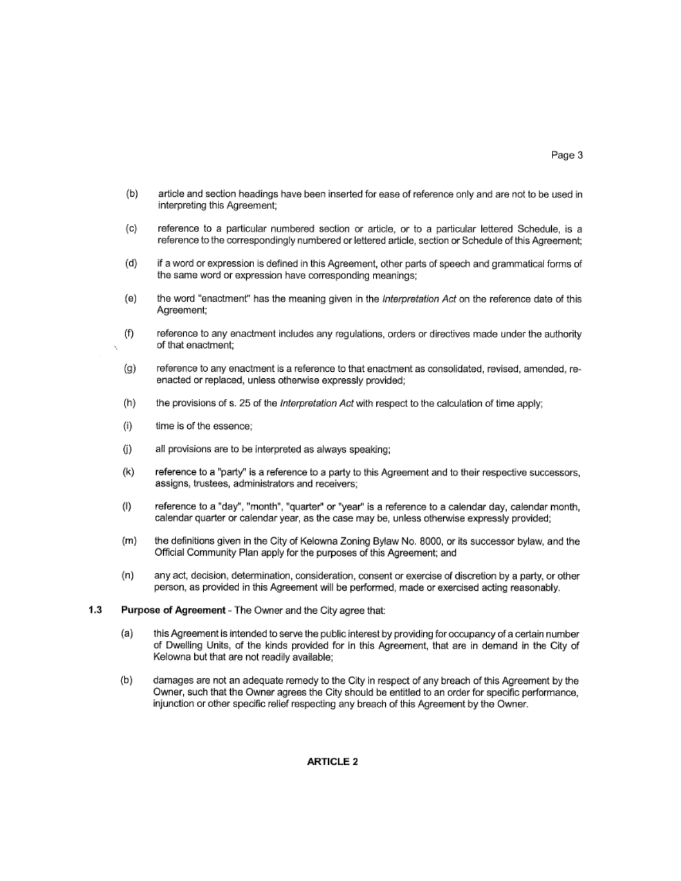(b) article and section headings have been inserted for ease of reference only and are not to be used in interpreting this Agreement;

(c) reference to a particular numbered section or article, or to a particular lettered Schedule, is a reference to the correspondingly numbered or lettered article, section or Schedule of this Agreement;

(d) if a word or expression is defined in this Agreement, other parts of speech and grammatical forms of the same word or expression have corresponding meanings;

(e) the word "enactment" has the meaning given in the *Interpretation Act* on the reference date of this Agreement;

(f) reference to any enactment includes any regulations, orders or directives made under the authority of that enactment;

(g) reference to any enactment is a reference to that enactment as consolidated, revised, amended, re-enacted or replaced, unless otherwise expressly provided;

(h) the provisions of s. 25 of the *Interpretation Act* with respect to the calculation of time apply;

(i) time is of the essence;

(j) all provisions are to be interpreted as always speaking;

(k) reference to a "party" is a reference to a party to this Agreement and to their respective successors, assigns, trustees, administrators and receivers;

(l) reference to a "day", "month", "quarter" or "year" is a reference to a calendar day, calendar month, calendar quarter or calendar year, as the case may be, unless otherwise expressly provided;

(m) the definitions given in the City of Kelowna Zoning Bylaw No. 8000, or its successor bylaw, and the Official Community Plan apply for the purposes of this Agreement; and

(n) any act, decision, determination, consideration, consent or exercise of discretion by a party, or other person, as provided in this Agreement will be performed, made or exercised acting reasonably.

**1.3 Purpose of Agreement** - The Owner and the City agree that:

(a) this Agreement is intended to serve the public interest by providing for occupancy of a certain number of Dwelling Units, of the kinds provided for in this Agreement, that are in demand in the City of Kelowna but that are not readily available;

(b) damages are not an adequate remedy to the City in respect of any breach of this Agreement by the Owner, such that the Owner agrees the City should be entitled to an order for specific performance, injunction or other specific relief respecting any breach of this Agreement by the Owner.

**ARTICLE 2**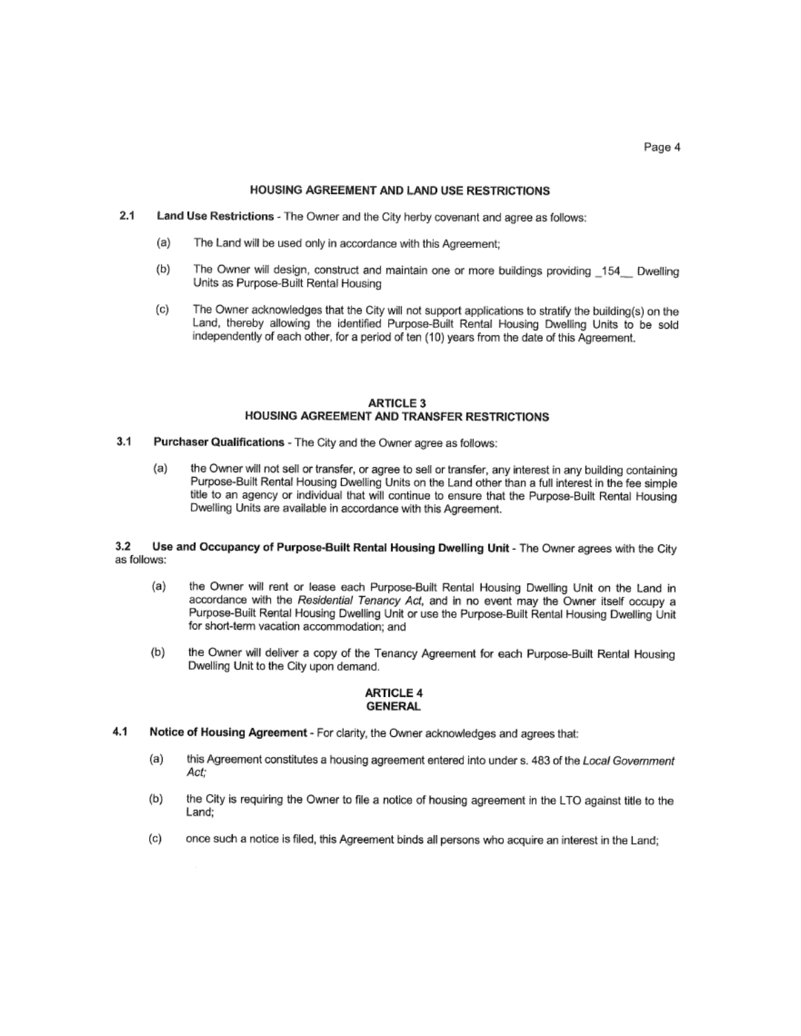## HOUSING AGREEMENT AND LAND USE RESTRICTIONS

**2.1 Land Use Restrictions** - The Owner and the City herby covenant and agree as follows:

(a) The Land will be used only in accordance with this Agreement;

(b) The Owner will design, construct and maintain one or more buildings providing _154__ Dwelling Units as Purpose-Built Rental Housing

(c) The Owner acknowledges that the City will not support applications to stratify the building(s) on the Land, thereby allowing the identified Purpose-Built Rental Housing Dwelling Units to be sold independently of each other, for a period of ten (10) years from the date of this Agreement.

## ARTICLE 3
## HOUSING AGREEMENT AND TRANSFER RESTRICTIONS

**3.1 Purchaser Qualifications** - The City and the Owner agree as follows:

(a) the Owner will not sell or transfer, or agree to sell or transfer, any interest in any building containing Purpose-Built Rental Housing Dwelling Units on the Land other than a full interest in the fee simple title to an agency or individual that will continue to ensure that the Purpose-Built Rental Housing Dwelling Units are available in accordance with this Agreement.

**3.2 Use and Occupancy of Purpose-Built Rental Housing Dwelling Unit** - The Owner agrees with the City as follows:

(a) the Owner will rent or lease each Purpose-Built Rental Housing Dwelling Unit on the Land in accordance with the *Residential Tenancy Act*, and in no event may the Owner itself occupy a Purpose-Built Rental Housing Dwelling Unit or use the Purpose-Built Rental Housing Dwelling Unit for short-term vacation accommodation; and

(b) the Owner will deliver a copy of the Tenancy Agreement for each Purpose-Built Rental Housing Dwelling Unit to the City upon demand.

## ARTICLE 4
## GENERAL

**4.1 Notice of Housing Agreement** - For clarity, the Owner acknowledges and agrees that:

(a) this Agreement constitutes a housing agreement entered into under s. 483 of the *Local Government Act;*

(b) the City is requiring the Owner to file a notice of housing agreement in the LTO against title to the Land;

(c) once such a notice is filed, this Agreement binds all persons who acquire an interest in the Land;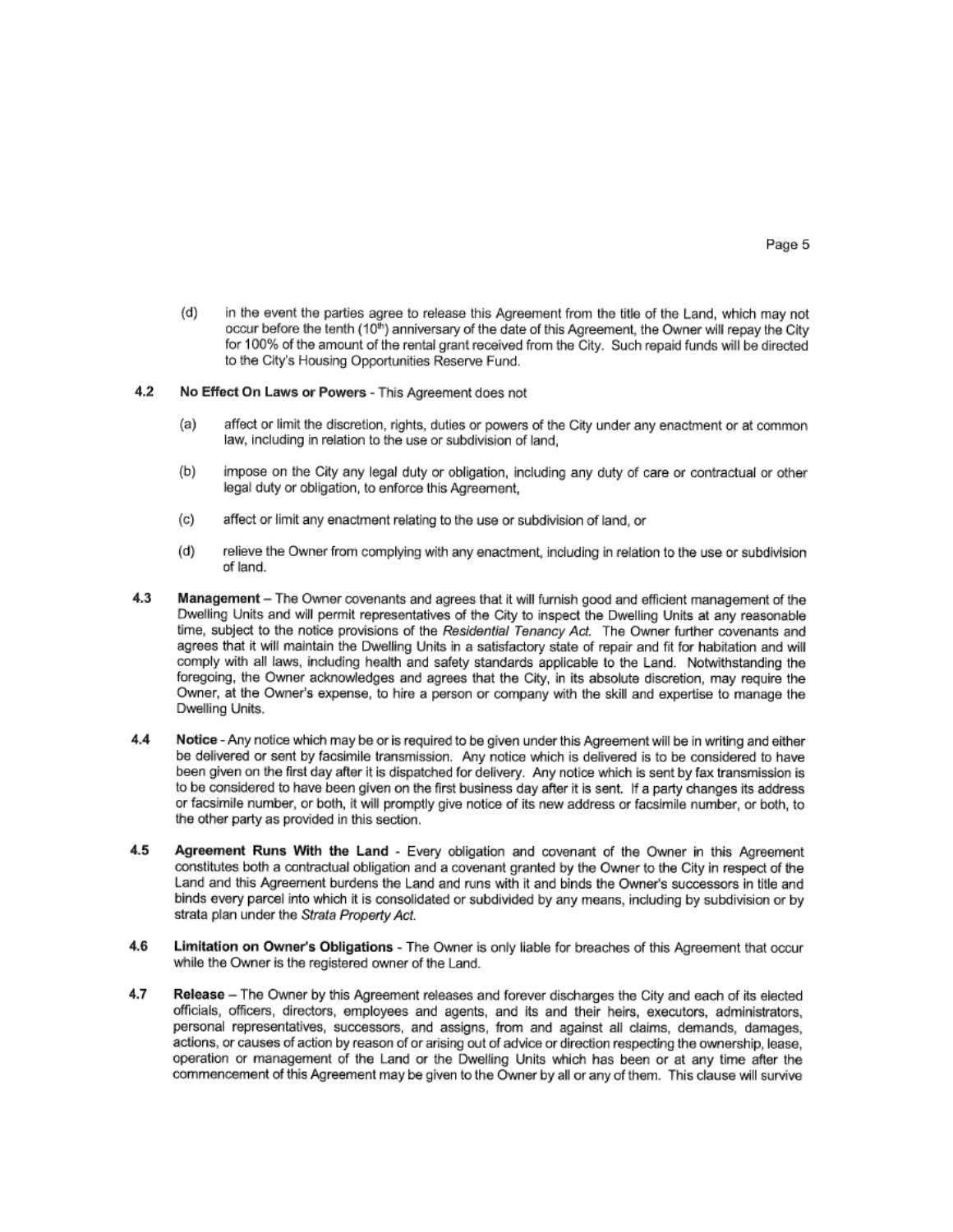(d) in the event the parties agree to release this Agreement from the title of the Land, which may not occur before the tenth (10th) anniversary of the date of this Agreement, the Owner will repay the City for 100% of the amount of the rental grant received from the City. Such repaid funds will be directed to the City's Housing Opportunities Reserve Fund.

**4.2 No Effect On Laws or Powers** - This Agreement does not

(a) affect or limit the discretion, rights, duties or powers of the City under any enactment or at common law, including in relation to the use or subdivision of land,

(b) impose on the City any legal duty or obligation, including any duty of care or contractual or other legal duty or obligation, to enforce this Agreement,

(c) affect or limit any enactment relating to the use or subdivision of land, or

(d) relieve the Owner from complying with any enactment, including in relation to the use or subdivision of land.

**4.3 Management** – The Owner covenants and agrees that it will furnish good and efficient management of the Dwelling Units and will permit representatives of the City to inspect the Dwelling Units at any reasonable time, subject to the notice provisions of the *Residential Tenancy Act*. The Owner further covenants and agrees that it will maintain the Dwelling Units in a satisfactory state of repair and fit for habitation and will comply with all laws, including health and safety standards applicable to the Land. Notwithstanding the foregoing, the Owner acknowledges and agrees that the City, in its absolute discretion, may require the Owner, at the Owner's expense, to hire a person or company with the skill and expertise to manage the Dwelling Units.

**4.4 Notice** - Any notice which may be or is required to be given under this Agreement will be in writing and either be delivered or sent by facsimile transmission. Any notice which is delivered is to be considered to have been given on the first day after it is dispatched for delivery. Any notice which is sent by fax transmission is to be considered to have been given on the first business day after it is sent. If a party changes its address or facsimile number, or both, it will promptly give notice of its new address or facsimile number, or both, to the other party as provided in this section.

**4.5 Agreement Runs With the Land** - Every obligation and covenant of the Owner in this Agreement constitutes both a contractual obligation and a covenant granted by the Owner to the City in respect of the Land and this Agreement burdens the Land and runs with it and binds the Owner's successors in title and binds every parcel into which it is consolidated or subdivided by any means, including by subdivision or by strata plan under the *Strata Property Act*.

**4.6 Limitation on Owner's Obligations** - The Owner is only liable for breaches of this Agreement that occur while the Owner is the registered owner of the Land.

**4.7 Release** – The Owner by this Agreement releases and forever discharges the City and each of its elected officials, officers, directors, employees and agents, and its and their heirs, executors, administrators, personal representatives, successors, and assigns, from and against all claims, demands, damages, actions, or causes of action by reason of or arising out of advice or direction respecting the ownership, lease, operation or management of the Land or the Dwelling Units which has been or at any time after the commencement of this Agreement may be given to the Owner by all or any of them. This clause will survive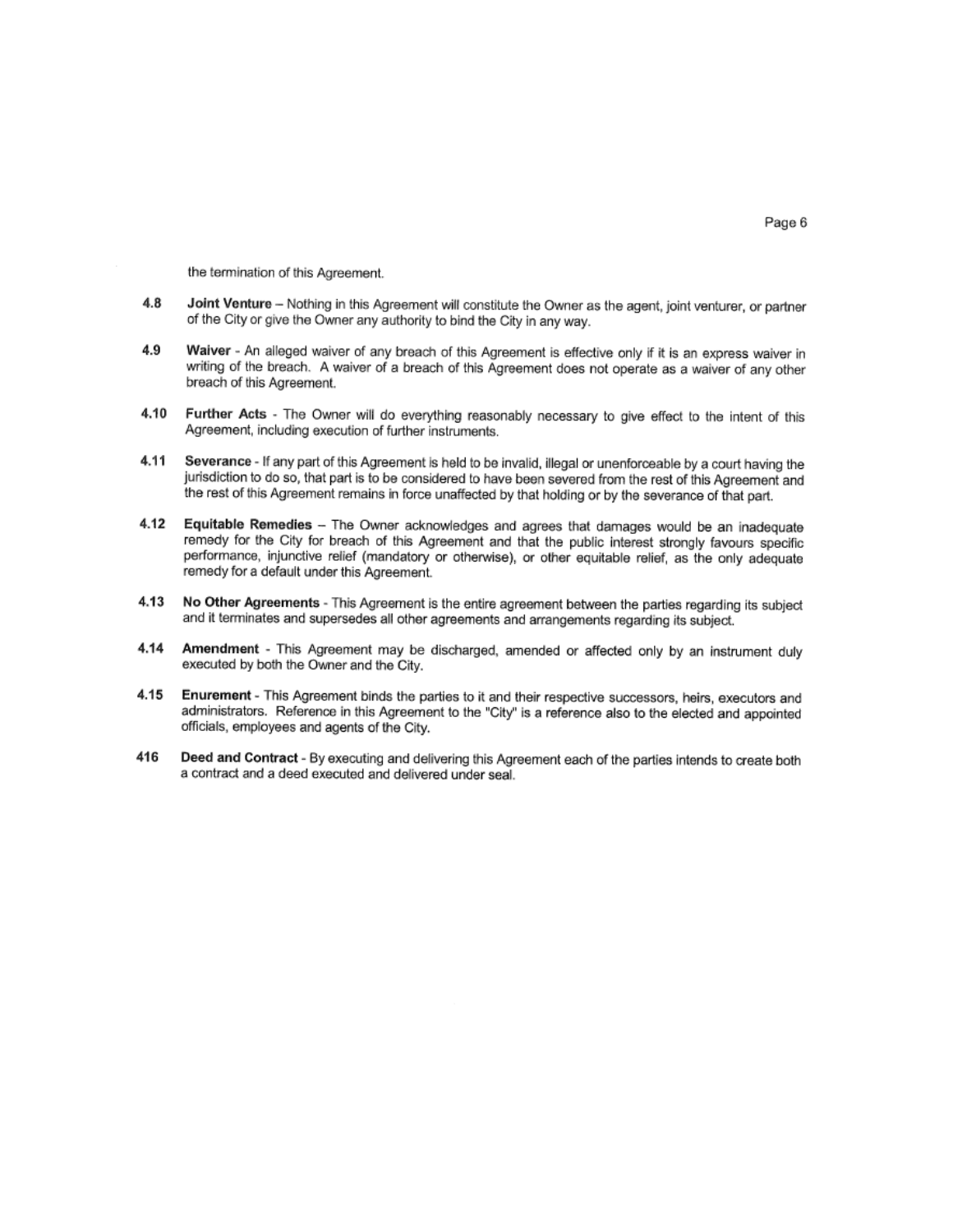the termination of this Agreement.

4.8 **Joint Venture** – Nothing in this Agreement will constitute the Owner as the agent, joint venturer, or partner of the City or give the Owner any authority to bind the City in any way.

4.9 **Waiver** - An alleged waiver of any breach of this Agreement is effective only if it is an express waiver in writing of the breach. A waiver of a breach of this Agreement does not operate as a waiver of any other breach of this Agreement.

4.10 **Further Acts** - The Owner will do everything reasonably necessary to give effect to the intent of this Agreement, including execution of further instruments.

4.11 **Severance** - If any part of this Agreement is held to be invalid, illegal or unenforceable by a court having the jurisdiction to do so, that part is to be considered to have been severed from the rest of this Agreement and the rest of this Agreement remains in force unaffected by that holding or by the severance of that part.

4.12 **Equitable Remedies** – The Owner acknowledges and agrees that damages would be an inadequate remedy for the City for breach of this Agreement and that the public interest strongly favours specific performance, injunctive relief (mandatory or otherwise), or other equitable relief, as the only adequate remedy for a default under this Agreement.

4.13 **No Other Agreements** - This Agreement is the entire agreement between the parties regarding its subject and it terminates and supersedes all other agreements and arrangements regarding its subject.

4.14 **Amendment** - This Agreement may be discharged, amended or affected only by an instrument duly executed by both the Owner and the City.

4.15 **Enurement** - This Agreement binds the parties to it and their respective successors, heirs, executors and administrators. Reference in this Agreement to the "City" is a reference also to the elected and appointed officials, employees and agents of the City.

416 **Deed and Contract** - By executing and delivering this Agreement each of the parties intends to create both a contract and a deed executed and delivered under seal.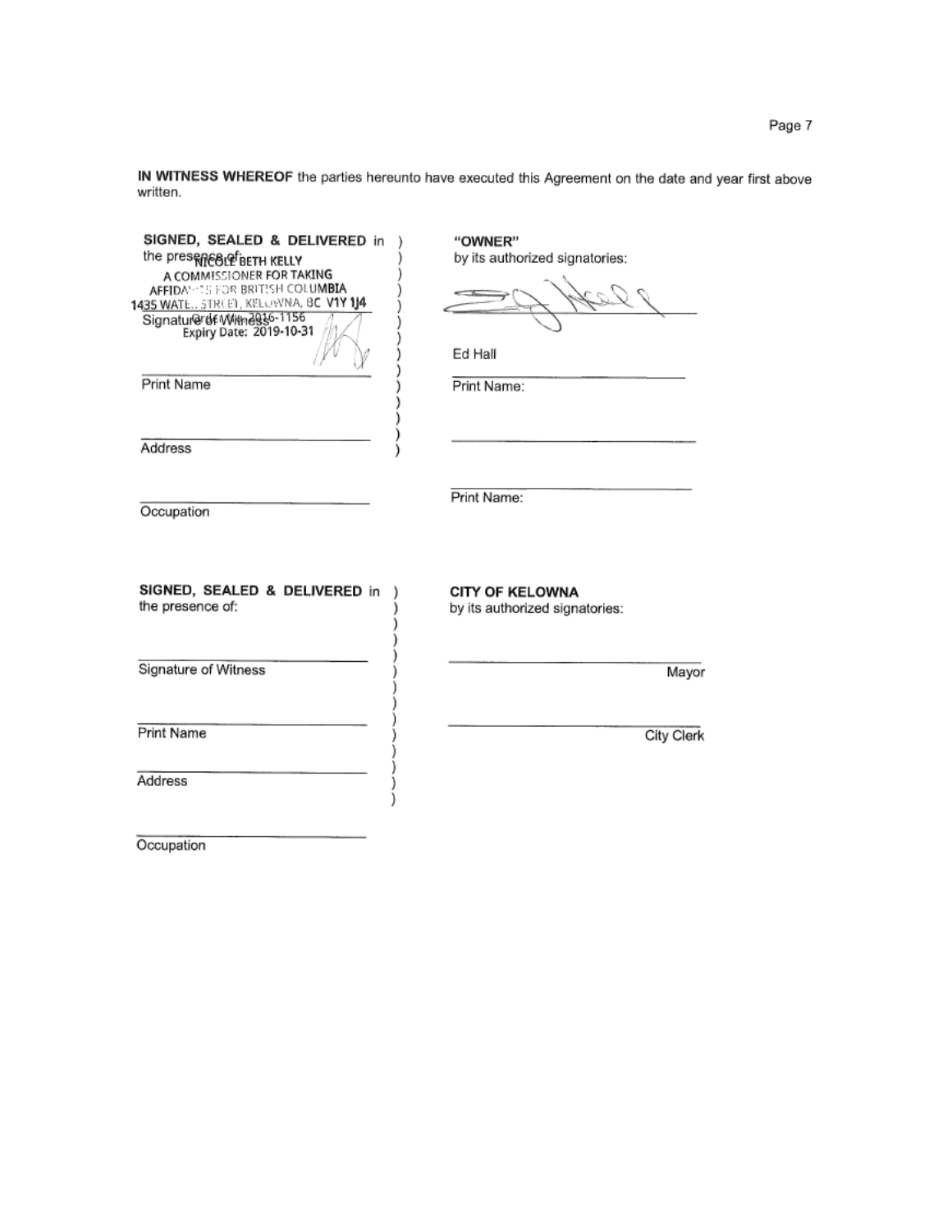**IN WITNESS WHEREOF** the parties hereunto have executed this Agreement on the date and year first above written.

**SIGNED, SEALED & DELIVERED** in the presence of:

NICOLE BETH KELLY
A COMMISSIONER FOR TAKING AFFIDAVITS FOR BRITISH COLUMBIA
1435 WATER STREET, KELOWNA, BC V1Y 1J4
Order No. 2016-1156
Expiry Date: 2019-10-31

Signature of Witness

Print Name

Address

Occupation

**"OWNER"**
by its authorized signatories:

Ed Hall
Print Name:

Print Name:

**SIGNED, SEALED & DELIVERED** in the presence of:

Signature of Witness

Print Name

Address

Occupation

**CITY OF KELOWNA**
by its authorized signatories:

Mayor

City Clerk